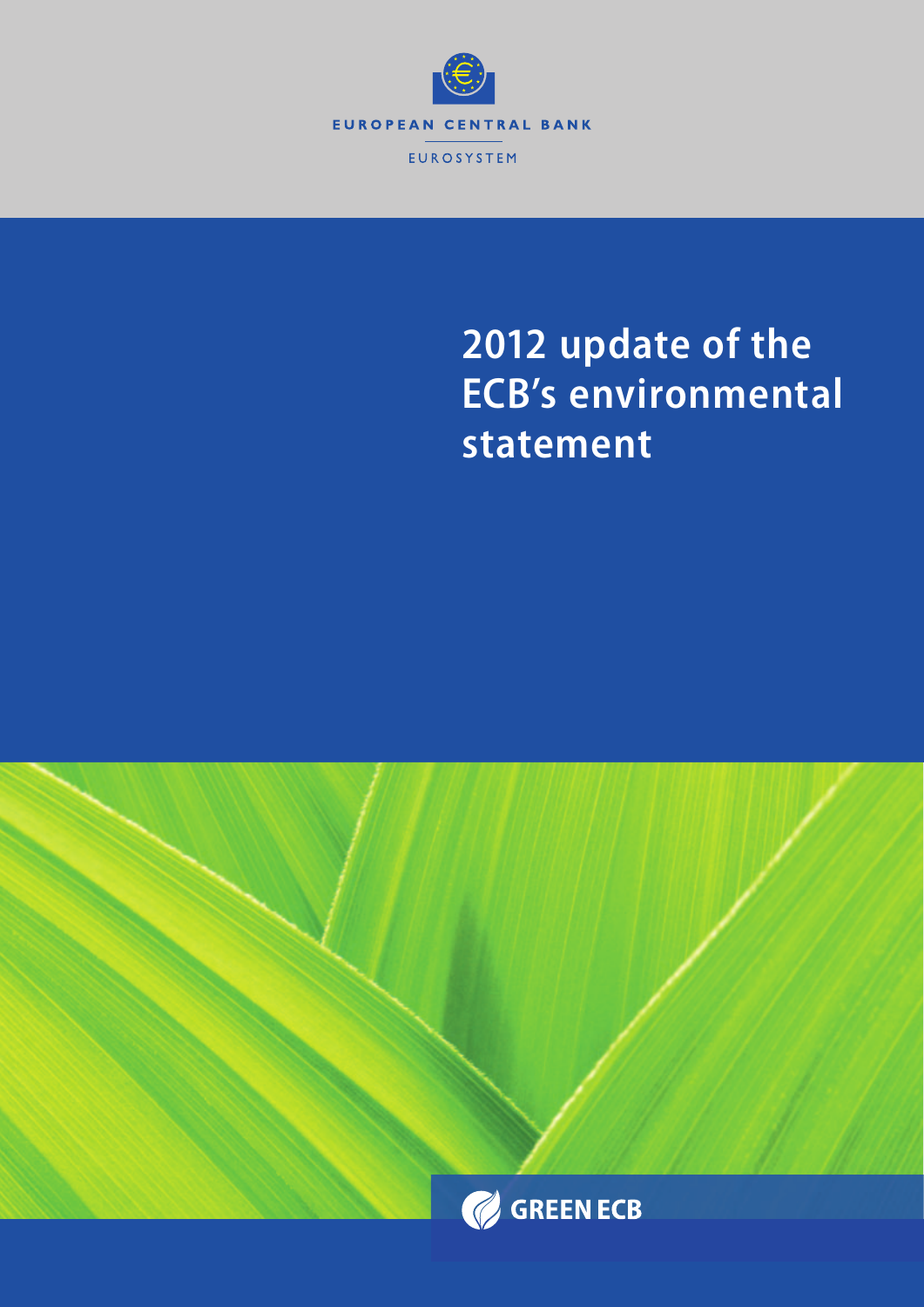EUROPEAN CENTRAL BANK

EUROSYSTEM

# 2012 update of the ECB's environmental statement

GREEN ECB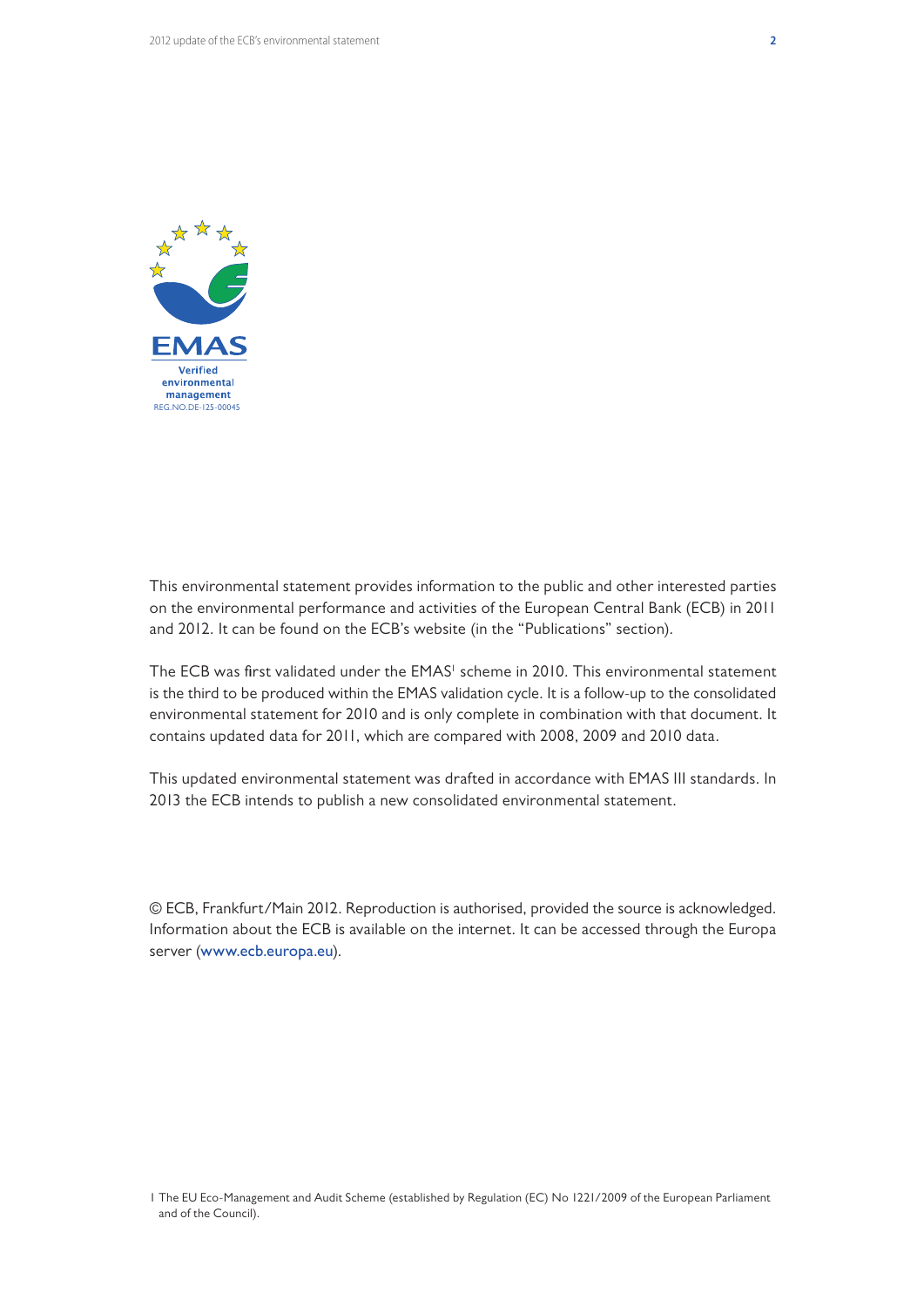This environmental statement provides information to the public and other interested parties on the environmental performance and activities of the European Central Bank (ECB) in 2011 and 2012. It can be found on the ECB's website (in the "Publications" section).

The ECB was first validated under the EMAS[1] scheme in 2010. This environmental statement is the third to be produced within the EMAS validation cycle. It is a follow-up to the consolidated environmental statement for 2010 and is only complete in combination with that document. It contains updated data for 2011, which are compared with 2008, 2009 and 2010 data.

This updated environmental statement was drafted in accordance with EMAS III standards. In 2013 the ECB intends to publish a new consolidated environmental statement.

© ECB, Frankfurt/Main 2012. Reproduction is authorised, provided the source is acknowledged. Information about the ECB is available on the internet. It can be accessed through the Europa server (www.ecb.europa.eu).

1 The EU Eco-Management and Audit Scheme (established by Regulation (EC) No 1221/2009 of the European Parliament and of the Council).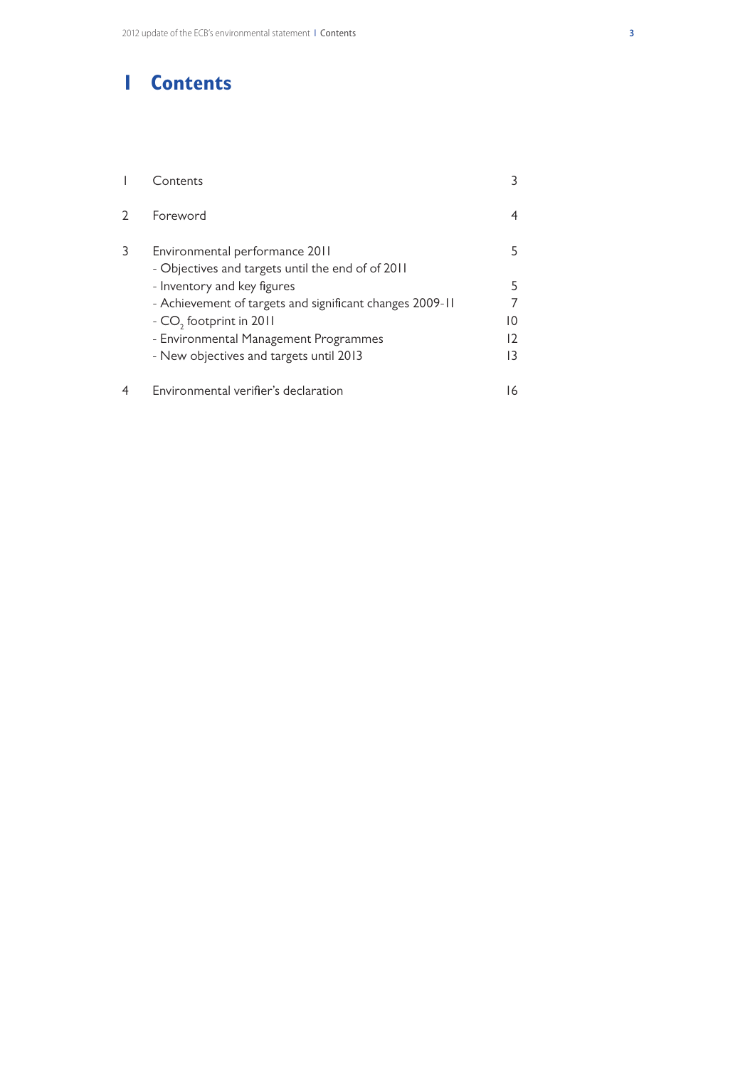# 1 Contents

| | | |
|---|---|---|
| 1 | Contents | 3 |
| 2 | Foreword | 4 |
| 3 | Environmental performance 2011 | 5 |
| | - Objectives and targets until the end of of 2011 | |
| | - Inventory and key figures | 5 |
| | - Achievement of targets and significant changes 2009-11 | 7 |
| | - $CO_2$ footprint in 2011 | 10 |
| | - Environmental Management Programmes | 12 |
| | - New objectives and targets until 2013 | 13 |
| 4 | Environmental verifier's declaration | 16 |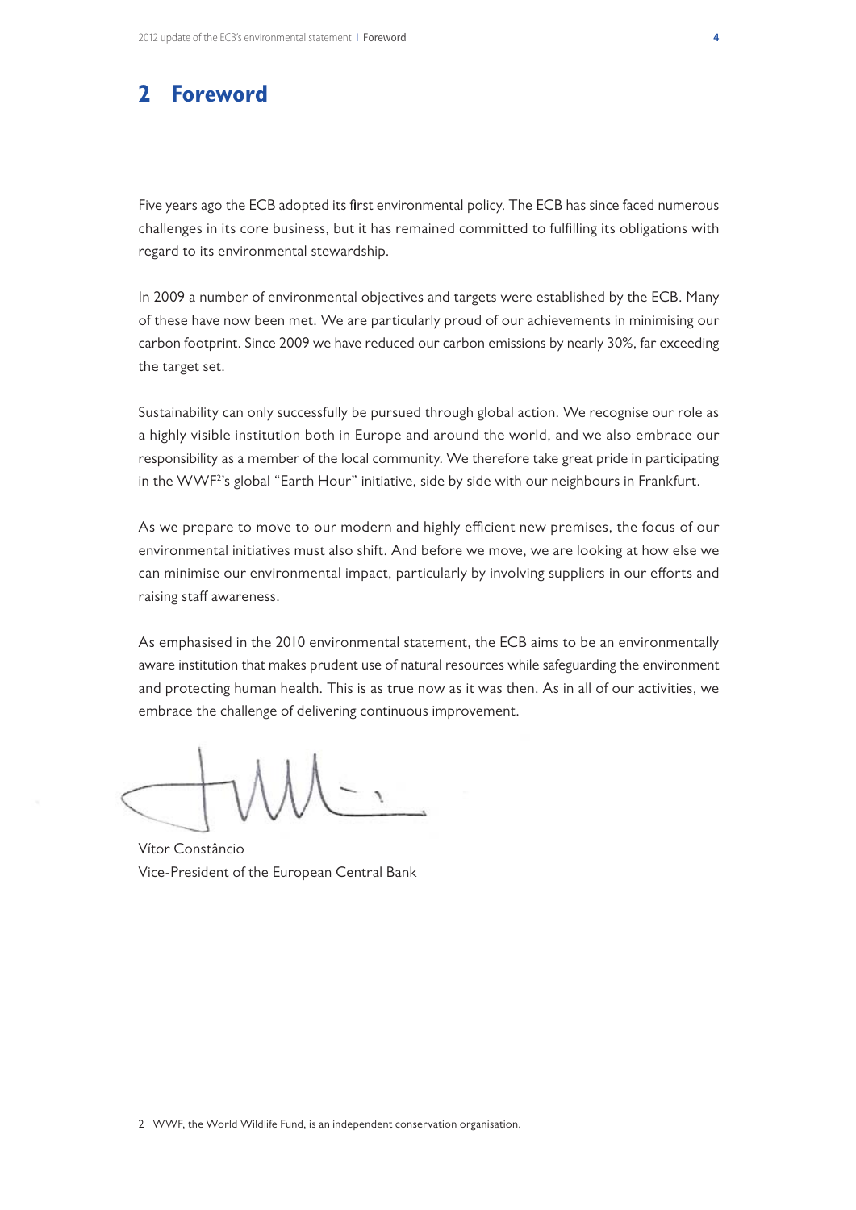## 2 Foreword

Five years ago the ECB adopted its first environmental policy. The ECB has since faced numerous challenges in its core business, but it has remained committed to fulfilling its obligations with regard to its environmental stewardship.

In 2009 a number of environmental objectives and targets were established by the ECB. Many of these have now been met. We are particularly proud of our achievements in minimising our carbon footprint. Since 2009 we have reduced our carbon emissions by nearly 30%, far exceeding the target set.

Sustainability can only successfully be pursued through global action. We recognise our role as a highly visible institution both in Europe and around the world, and we also embrace our responsibility as a member of the local community. We therefore take great pride in participating in the WWF[2]'s global "Earth Hour" initiative, side by side with our neighbours in Frankfurt.

As we prepare to move to our modern and highly efficient new premises, the focus of our environmental initiatives must also shift. And before we move, we are looking at how else we can minimise our environmental impact, particularly by involving suppliers in our efforts and raising staff awareness.

As emphasised in the 2010 environmental statement, the ECB aims to be an environmentally aware institution that makes prudent use of natural resources while safeguarding the environment and protecting human health. This is as true now as it was then. As in all of our activities, we embrace the challenge of delivering continuous improvement.

Vítor Constâncio
Vice-President of the European Central Bank

2 WWF, the World Wildlife Fund, is an independent conservation organisation.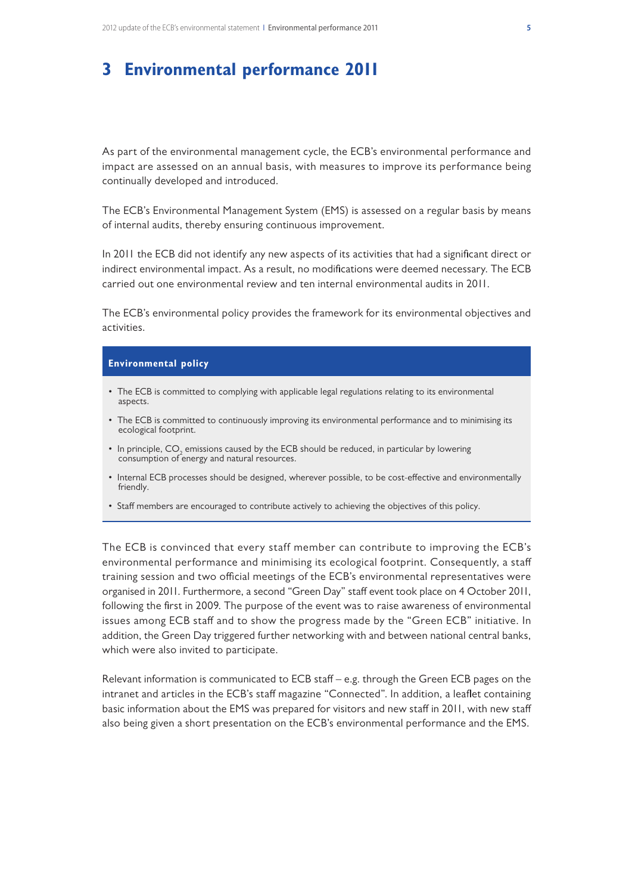# 3 Environmental performance 2011

As part of the environmental management cycle, the ECB's environmental performance and impact are assessed on an annual basis, with measures to improve its performance being continually developed and introduced.

The ECB's Environmental Management System (EMS) is assessed on a regular basis by means of internal audits, thereby ensuring continuous improvement.

In 2011 the ECB did not identify any new aspects of its activities that had a significant direct or indirect environmental impact. As a result, no modifications were deemed necessary. The ECB carried out one environmental review and ten internal environmental audits in 2011.

The ECB's environmental policy provides the framework for its environmental objectives and activities.

**Environmental policy**

- The ECB is committed to complying with applicable legal regulations relating to its environmental aspects.
- The ECB is committed to continuously improving its environmental performance and to minimising its ecological footprint.
- In principle, $CO_2$ emissions caused by the ECB should be reduced, in particular by lowering consumption of energy and natural resources.
- Internal ECB processes should be designed, wherever possible, to be cost-effective and environmentally friendly.
- Staff members are encouraged to contribute actively to achieving the objectives of this policy.

The ECB is convinced that every staff member can contribute to improving the ECB's environmental performance and minimising its ecological footprint. Consequently, a staff training session and two official meetings of the ECB's environmental representatives were organised in 2011. Furthermore, a second "Green Day" staff event took place on 4 October 2011, following the first in 2009. The purpose of the event was to raise awareness of environmental issues among ECB staff and to show the progress made by the "Green ECB" initiative. In addition, the Green Day triggered further networking with and between national central banks, which were also invited to participate.

Relevant information is communicated to ECB staff – e.g. through the Green ECB pages on the intranet and articles in the ECB's staff magazine "Connected". In addition, a leaflet containing basic information about the EMS was prepared for visitors and new staff in 2011, with new staff also being given a short presentation on the ECB's environmental performance and the EMS.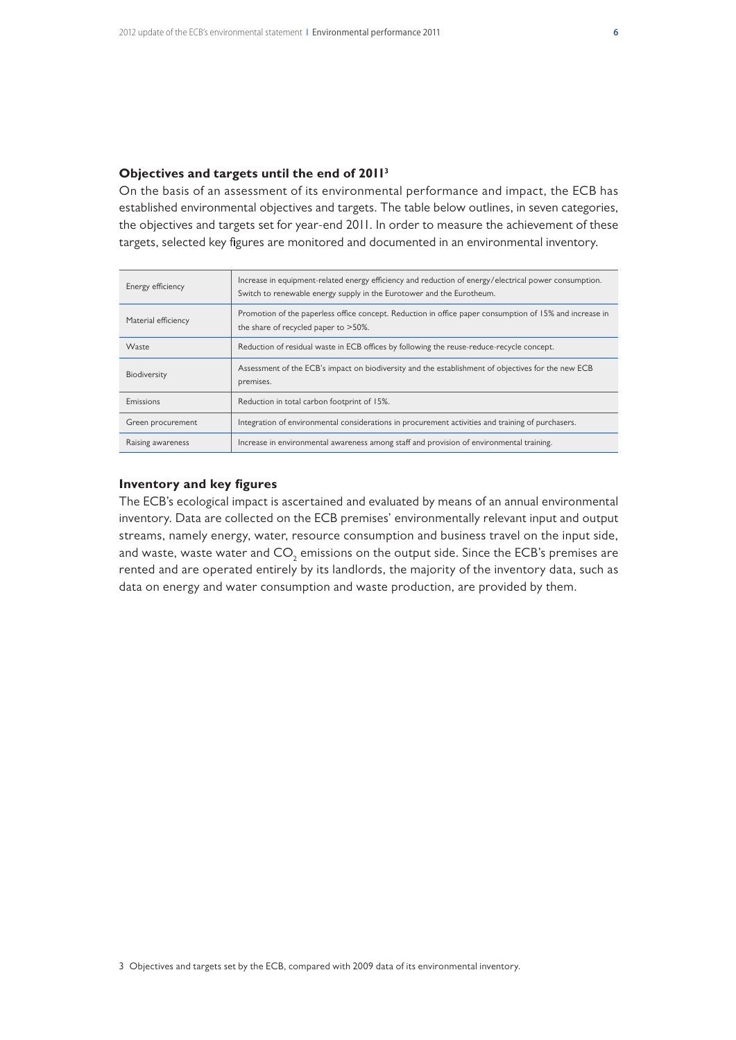### Objectives and targets until the end of 2011[3]

On the basis of an assessment of its environmental performance and impact, the ECB has established environmental objectives and targets. The table below outlines, in seven categories, the objectives and targets set for year-end 2011. In order to measure the achievement of these targets, selected key figures are monitored and documented in an environmental inventory.

| | |
|---|---|
| Energy efficiency | Increase in equipment-related energy efficiency and reduction of energy/electrical power consumption. Switch to renewable energy supply in the Eurotower and the Eurotheum. |
| Material efficiency | Promotion of the paperless office concept. Reduction in office paper consumption of 15% and increase in the share of recycled paper to >50%. |
| Waste | Reduction of residual waste in ECB offices by following the reuse-reduce-recycle concept. |
| Biodiversity | Assessment of the ECB's impact on biodiversity and the establishment of objectives for the new ECB premises. |
| Emissions | Reduction in total carbon footprint of 15%. |
| Green procurement | Integration of environmental considerations in procurement activities and training of purchasers. |
| Raising awareness | Increase in environmental awareness among staff and provision of environmental training. |

### Inventory and key figures

The ECB's ecological impact is ascertained and evaluated by means of an annual environmental inventory. Data are collected on the ECB premises' environmentally relevant input and output streams, namely energy, water, resource consumption and business travel on the input side, and waste, waste water and $CO_2$ emissions on the output side. Since the ECB's premises are rented and are operated entirely by its landlords, the majority of the inventory data, such as data on energy and water consumption and waste production, are provided by them.

3 Objectives and targets set by the ECB, compared with 2009 data of its environmental inventory.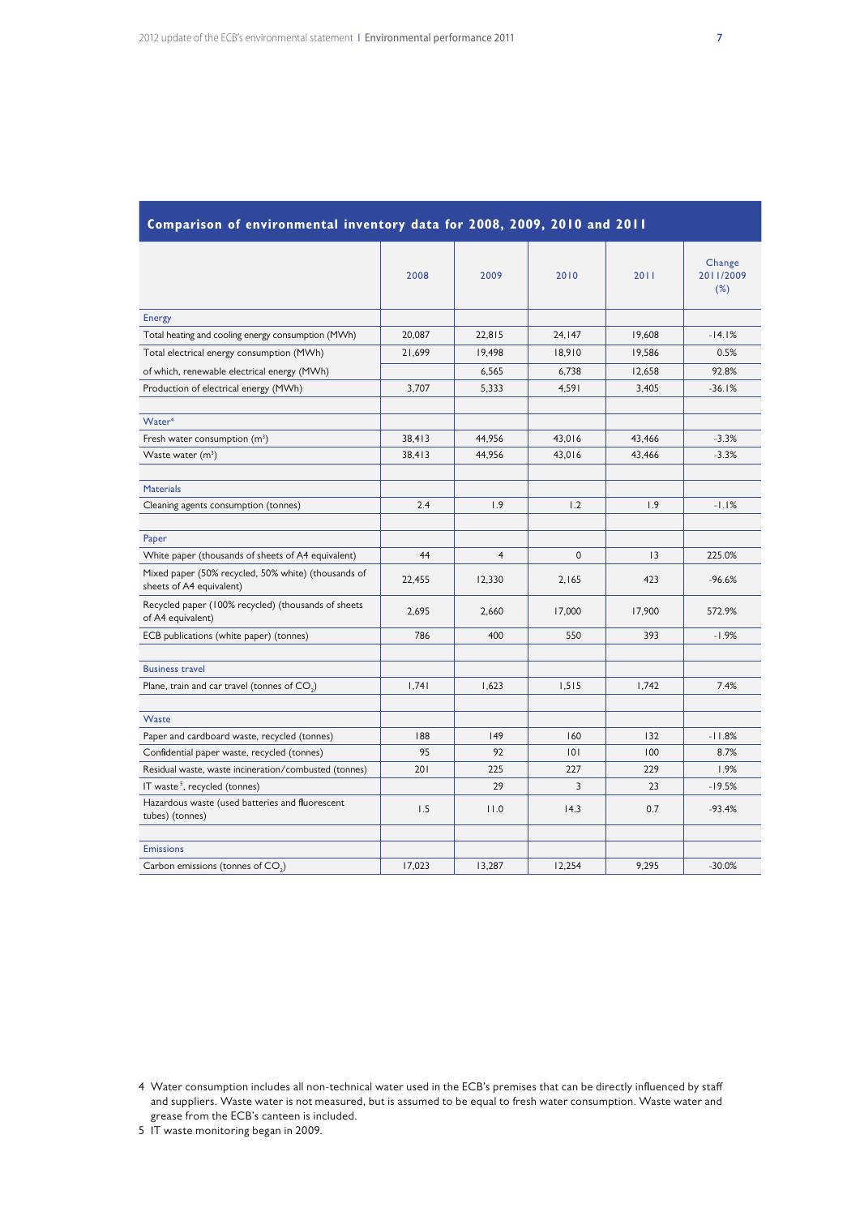## Comparison of environmental inventory data for 2008, 2009, 2010 and 2011

| | 2008 | 2009 | 2010 | 2011 | Change 2011/2009 (%) |
|---|---|---|---|---|---|
| **Energy** | | | | | |
| Total heating and cooling energy consumption (MWh) | 20,087 | 22,815 | 24,147 | 19,608 | -14.1% |
| Total electrical energy consumption (MWh) | 21,699 | 19,498 | 18,910 | 19,586 | 0.5% |
| of which, renewable electrical energy (MWh) | | 6,565 | 6,738 | 12,658 | 92.8% |
| Production of electrical energy (MWh) | 3,707 | 5,333 | 4,591 | 3,405 | -36.1% |
| | | | | | |
| **Water**[4] | | | | | |
| Fresh water consumption ($m^3$) | 38,413 | 44,956 | 43,016 | 43,466 | -3.3% |
| Waste water ($m^3$) | 38,413 | 44,956 | 43,016 | 43,466 | -3.3% |
| | | | | | |
| **Materials** | | | | | |
| Cleaning agents consumption (tonnes) | 2.4 | 1.9 | 1.2 | 1.9 | -1.1% |
| | | | | | |
| **Paper** | | | | | |
| White paper (thousands of sheets of A4 equivalent) | 44 | 4 | 0 | 13 | 225.0% |
| Mixed paper (50% recycled, 50% white) (thousands of sheets of A4 equivalent) | 22,455 | 12,330 | 2,165 | 423 | -96.6% |
| Recycled paper (100% recycled) (thousands of sheets of A4 equivalent) | 2,695 | 2,660 | 17,000 | 17,900 | 572.9% |
| ECB publications (white paper) (tonnes) | 786 | 400 | 550 | 393 | -1.9% |
| | | | | | |
| **Business travel** | | | | | |
| Plane, train and car travel (tonnes of $CO_2$) | 1,741 | 1,623 | 1,515 | 1,742 | 7.4% |
| | | | | | |
| **Waste** | | | | | |
| Paper and cardboard waste, recycled (tonnes) | 188 | 149 | 160 | 132 | -11.8% |
| Confidential paper waste, recycled (tonnes) | 95 | 92 | 101 | 100 | 8.7% |
| Residual waste, waste incineration/combusted (tonnes) | 201 | 225 | 227 | 229 | 1.9% |
| IT waste[5], recycled (tonnes) | | 29 | 3 | 23 | -19.5% |
| Hazardous waste (used batteries and fluorescent tubes) (tonnes) | 1.5 | 11.0 | 14.3 | 0.7 | -93.4% |
| | | | | | |
| **Emissions** | | | | | |
| Carbon emissions (tonnes of $CO_2$) | 17,023 | 13,287 | 12,254 | 9,295 | -30.0% |

4 Water consumption includes all non-technical water used in the ECB's premises that can be directly influenced by staff and suppliers. Waste water is not measured, but is assumed to be equal to fresh water consumption. Waste water and grease from the ECB's canteen is included.

5 IT waste monitoring began in 2009.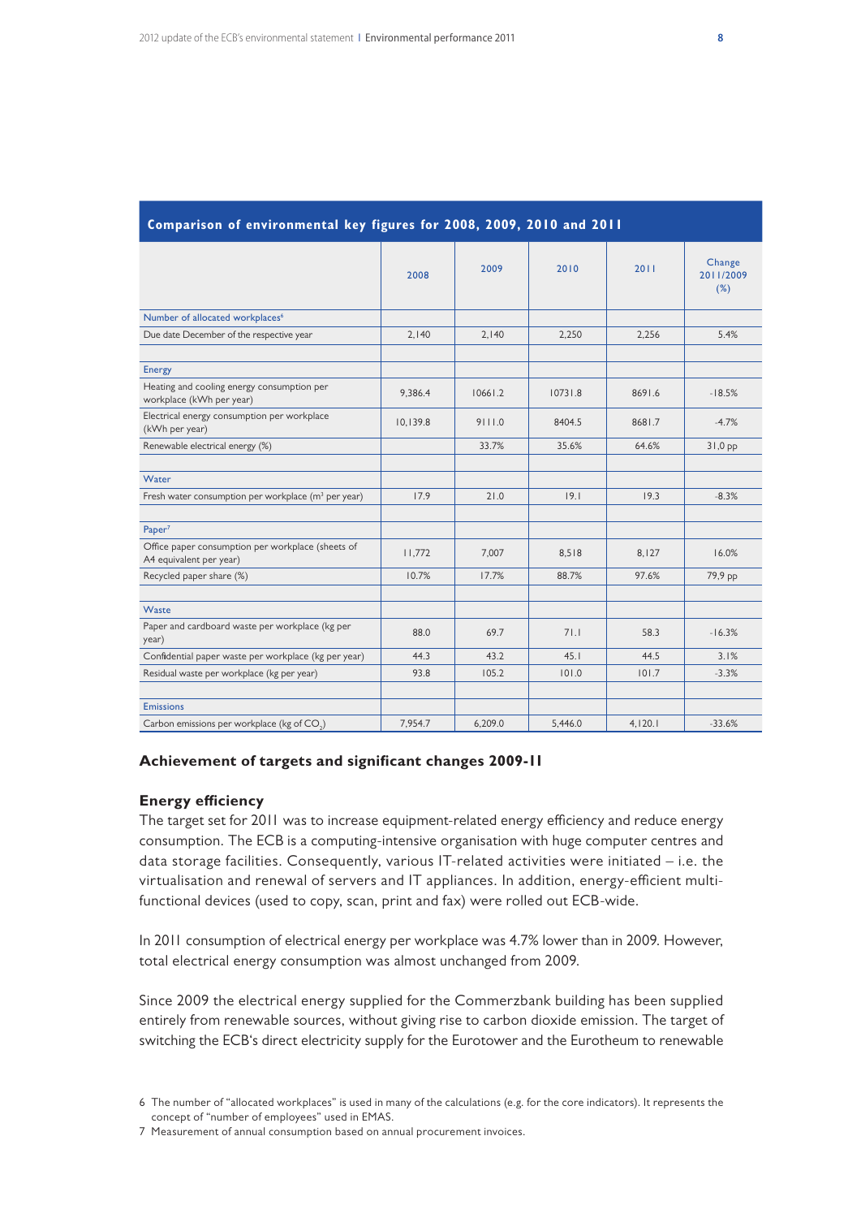**Comparison of environmental key figures for 2008, 2009, 2010 and 2011**

| | 2008 | 2009 | 2010 | 2011 | Change 2011/2009 (%) |
|---|---|---|---|---|---|
| Number of allocated workplaces[6] | | | | | |
| Due date December of the respective year | 2,140 | 2,140 | 2,250 | 2,256 | 5.4% |
| | | | | | |
| Energy | | | | | |
| Heating and cooling energy consumption per workplace (kWh per year) | 9,386.4 | 10661.2 | 10731.8 | 8691.6 | -18.5% |
| Electrical energy consumption per workplace (kWh per year) | 10,139.8 | 9111.0 | 8404.5 | 8681.7 | -4.7% |
| Renewable electrical energy (%) | | 33.7% | 35.6% | 64.6% | 31,0 pp |
| | | | | | |
| Water | | | | | |
| Fresh water consumption per workplace ($m^3$ per year) | 17.9 | 21.0 | 19.1 | 19.3 | -8.3% |
| | | | | | |
| Paper[7] | | | | | |
| Office paper consumption per workplace (sheets of A4 equivalent per year) | 11,772 | 7,007 | 8,518 | 8,127 | 16.0% |
| Recycled paper share (%) | 10.7% | 17.7% | 88.7% | 97.6% | 79,9 pp |
| | | | | | |
| Waste | | | | | |
| Paper and cardboard waste per workplace (kg per year) | 88.0 | 69.7 | 71.1 | 58.3 | -16.3% |
| Confidential paper waste per workplace (kg per year) | 44.3 | 43.2 | 45.1 | 44.5 | 3.1% |
| Residual waste per workplace (kg per year) | 93.8 | 105.2 | 101.0 | 101.7 | -3.3% |
| | | | | | |
| Emissions | | | | | |
| Carbon emissions per workplace (kg of $CO_2$) | 7,954.7 | 6,209.0 | 5,446.0 | 4,120.1 | -33.6% |

## Achievement of targets and significant changes 2009-11

### Energy efficiency

The target set for 2011 was to increase equipment-related energy efficiency and reduce energy consumption. The ECB is a computing-intensive organisation with huge computer centres and data storage facilities. Consequently, various IT-related activities were initiated – i.e. the virtualisation and renewal of servers and IT appliances. In addition, energy-efficient multi-functional devices (used to copy, scan, print and fax) were rolled out ECB-wide.

In 2011 consumption of electrical energy per workplace was 4.7% lower than in 2009. However, total electrical energy consumption was almost unchanged from 2009.

Since 2009 the electrical energy supplied for the Commerzbank building has been supplied entirely from renewable sources, without giving rise to carbon dioxide emission. The target of switching the ECB's direct electricity supply for the Eurotower and the Eurotheum to renewable

6 The number of "allocated workplaces" is used in many of the calculations (e.g. for the core indicators). It represents the concept of "number of employees" used in EMAS.

7 Measurement of annual consumption based on annual procurement invoices.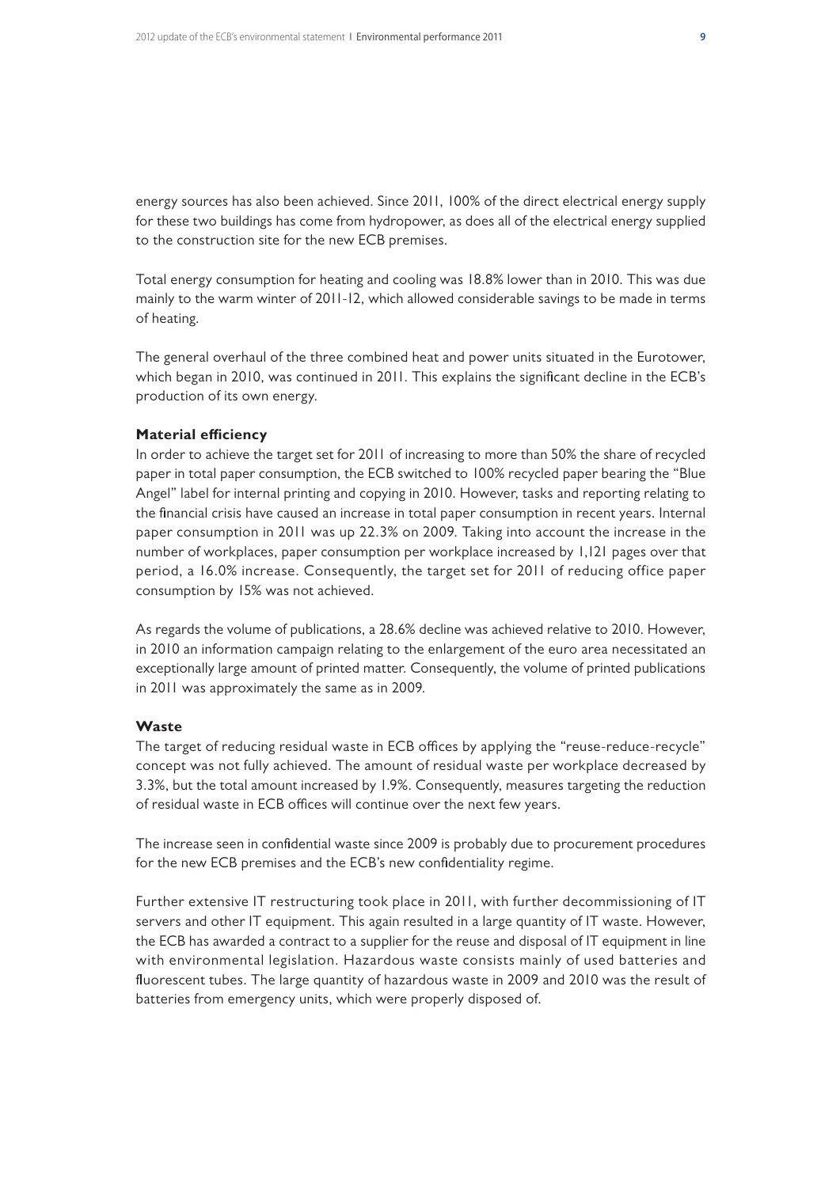energy sources has also been achieved. Since 2011, 100% of the direct electrical energy supply for these two buildings has come from hydropower, as does all of the electrical energy supplied to the construction site for the new ECB premises.

Total energy consumption for heating and cooling was 18.8% lower than in 2010. This was due mainly to the warm winter of 2011-12, which allowed considerable savings to be made in terms of heating.

The general overhaul of the three combined heat and power units situated in the Eurotower, which began in 2010, was continued in 2011. This explains the significant decline in the ECB's production of its own energy.

**Material efficiency**

In order to achieve the target set for 2011 of increasing to more than 50% the share of recycled paper in total paper consumption, the ECB switched to 100% recycled paper bearing the "Blue Angel" label for internal printing and copying in 2010. However, tasks and reporting relating to the financial crisis have caused an increase in total paper consumption in recent years. Internal paper consumption in 2011 was up 22.3% on 2009. Taking into account the increase in the number of workplaces, paper consumption per workplace increased by 1,121 pages over that period, a 16.0% increase. Consequently, the target set for 2011 of reducing office paper consumption by 15% was not achieved.

As regards the volume of publications, a 28.6% decline was achieved relative to 2010. However, in 2010 an information campaign relating to the enlargement of the euro area necessitated an exceptionally large amount of printed matter. Consequently, the volume of printed publications in 2011 was approximately the same as in 2009.

**Waste**

The target of reducing residual waste in ECB offices by applying the "reuse-reduce-recycle" concept was not fully achieved. The amount of residual waste per workplace decreased by 3.3%, but the total amount increased by 1.9%. Consequently, measures targeting the reduction of residual waste in ECB offices will continue over the next few years.

The increase seen in confidential waste since 2009 is probably due to procurement procedures for the new ECB premises and the ECB's new confidentiality regime.

Further extensive IT restructuring took place in 2011, with further decommissioning of IT servers and other IT equipment. This again resulted in a large quantity of IT waste. However, the ECB has awarded a contract to a supplier for the reuse and disposal of IT equipment in line with environmental legislation. Hazardous waste consists mainly of used batteries and fluorescent tubes. The large quantity of hazardous waste in 2009 and 2010 was the result of batteries from emergency units, which were properly disposed of.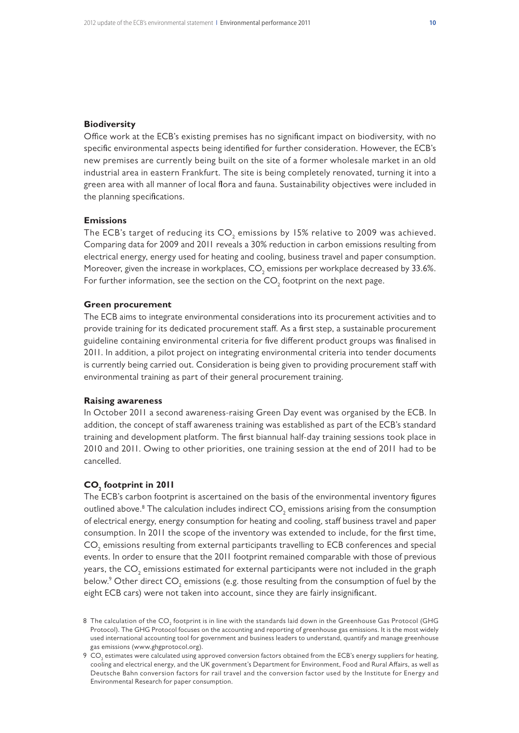### Biodiversity

Office work at the ECB's existing premises has no significant impact on biodiversity, with no specific environmental aspects being identified for further consideration. However, the ECB's new premises are currently being built on the site of a former wholesale market in an old industrial area in eastern Frankfurt. The site is being completely renovated, turning it into a green area with all manner of local flora and fauna. Sustainability objectives were included in the planning specifications.

### Emissions

The ECB's target of reducing its $CO_2$ emissions by 15% relative to 2009 was achieved. Comparing data for 2009 and 2011 reveals a 30% reduction in carbon emissions resulting from electrical energy, energy used for heating and cooling, business travel and paper consumption. Moreover, given the increase in workplaces, $CO_2$ emissions per workplace decreased by 33.6%. For further information, see the section on the $CO_2$ footprint on the next page.

### Green procurement

The ECB aims to integrate environmental considerations into its procurement activities and to provide training for its dedicated procurement staff. As a first step, a sustainable procurement guideline containing environmental criteria for five different product groups was finalised in 2011. In addition, a pilot project on integrating environmental criteria into tender documents is currently being carried out. Consideration is being given to providing procurement staff with environmental training as part of their general procurement training.

### Raising awareness

In October 2011 a second awareness-raising Green Day event was organised by the ECB. In addition, the concept of staff awareness training was established as part of the ECB's standard training and development platform. The first biannual half-day training sessions took place in 2010 and 2011. Owing to other priorities, one training session at the end of 2011 had to be cancelled.

### $CO_2$ footprint in 2011

The ECB's carbon footprint is ascertained on the basis of the environmental inventory figures outlined above.[8] The calculation includes indirect $CO_2$ emissions arising from the consumption of electrical energy, energy consumption for heating and cooling, staff business travel and paper consumption. In 2011 the scope of the inventory was extended to include, for the first time, $CO_2$ emissions resulting from external participants travelling to ECB conferences and special events. In order to ensure that the 2011 footprint remained comparable with those of previous years, the $CO_2$ emissions estimated for external participants were not included in the graph below.[9] Other direct $CO_2$ emissions (e.g. those resulting from the consumption of fuel by the eight ECB cars) were not taken into account, since they are fairly insignificant.

8 The calculation of the $CO_2$ footprint is in line with the standards laid down in the Greenhouse Gas Protocol (GHG Protocol). The GHG Protocol focuses on the accounting and reporting of greenhouse gas emissions. It is the most widely used international accounting tool for government and business leaders to understand, quantify and manage greenhouse gas emissions (www.ghgprotocol.org).

9 $CO_2$ estimates were calculated using approved conversion factors obtained from the ECB's energy suppliers for heating, cooling and electrical energy, and the UK government's Department for Environment, Food and Rural Affairs, as well as Deutsche Bahn conversion factors for rail travel and the conversion factor used by the Institute for Energy and Environmental Research for paper consumption.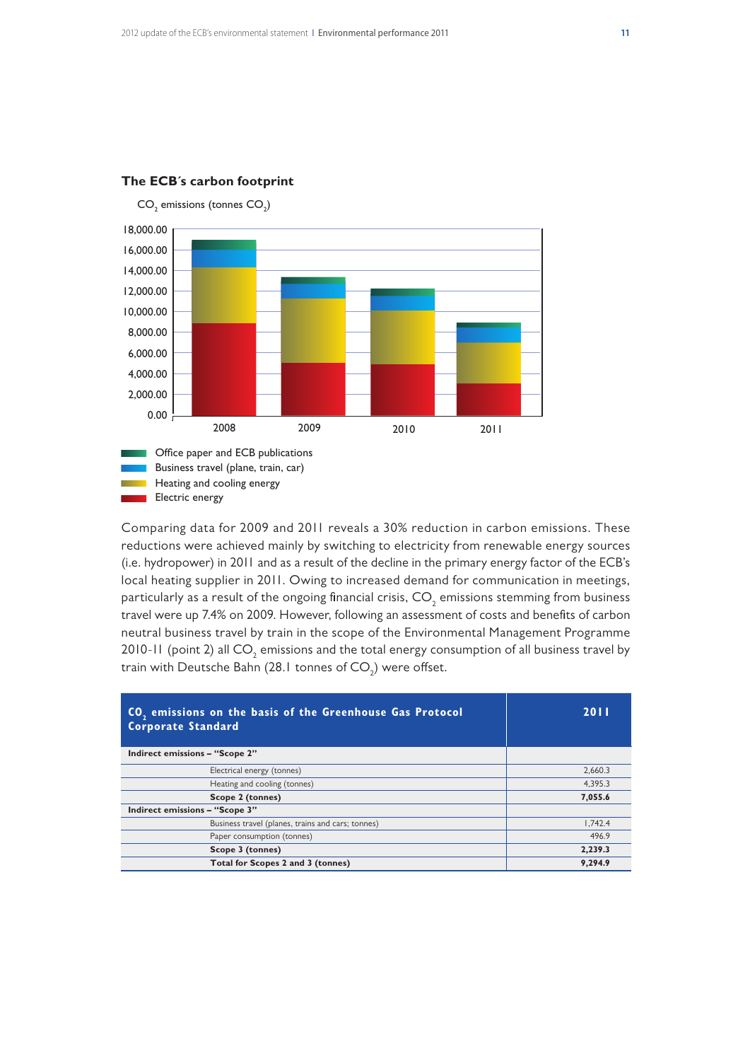### The ECB´s carbon footprint

$CO_2$ emissions (tonnes $CO_2$)

18,000.00
16,000.00
14,000.00
12,000.00
10,000.00
8,000.00
6,000.00
4,000.00
2,000.00
0.00

2008 2009 2010 2011

- Office paper and ECB publications
- Business travel (plane, train, car)
- Heating and cooling energy
- Electric energy

Comparing data for 2009 and 2011 reveals a 30% reduction in carbon emissions. These reductions were achieved mainly by switching to electricity from renewable energy sources (i.e. hydropower) in 2011 and as a result of the decline in the primary energy factor of the ECB's local heating supplier in 2011. Owing to increased demand for communication in meetings, particularly as a result of the ongoing financial crisis, $CO_2$ emissions stemming from business travel were up 7.4% on 2009. However, following an assessment of costs and benefits of carbon neutral business travel by train in the scope of the Environmental Management Programme 2010-11 (point 2) all $CO_2$ emissions and the total energy consumption of all business travel by train with Deutsche Bahn (28.1 tonnes of $CO_2$) were offset.

| **$CO_2$ emissions on the basis of the Greenhouse Gas Protocol Corporate Standard** | **2011** |
|---|---|
| **Indirect emissions – "Scope 2"** | |
| Electrical energy (tonnes) | 2,660.3 |
| Heating and cooling (tonnes) | 4,395.3 |
| **Scope 2 (tonnes)** | **7,055.6** |
| **Indirect emissions – "Scope 3"** | |
| Business travel (planes, trains and cars; tonnes) | 1,742.4 |
| Paper consumption (tonnes) | 496.9 |
| **Scope 3 (tonnes)** | **2,239.3** |
| **Total for Scopes 2 and 3 (tonnes)** | **9,294.9** |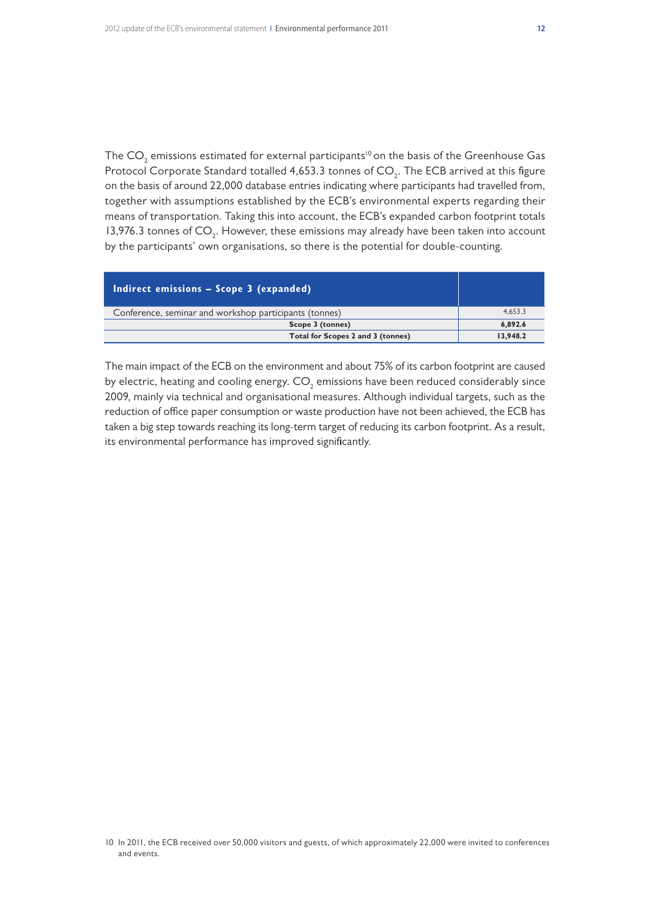The $CO_2$ emissions estimated for external participants[10] on the basis of the Greenhouse Gas Protocol Corporate Standard totalled 4,653.3 tonnes of $CO_2$. The ECB arrived at this figure on the basis of around 22,000 database entries indicating where participants had travelled from, together with assumptions established by the ECB's environmental experts regarding their means of transportation. Taking this into account, the ECB's expanded carbon footprint totals 13,976.3 tonnes of $CO_2$. However, these emissions may already have been taken into account by the participants' own organisations, so there is the potential for double-counting.

| **Indirect emissions – Scope 3 (expanded)** | |
|---|---|
| Conference, seminar and workshop participants (tonnes) | 4,653.3 |
| **Scope 3 (tonnes)** | **6,892.6** |
| **Total for Scopes 2 and 3 (tonnes)** | **13,948.2** |

The main impact of the ECB on the environment and about 75% of its carbon footprint are caused by electric, heating and cooling energy. $CO_2$ emissions have been reduced considerably since 2009, mainly via technical and organisational measures. Although individual targets, such as the reduction of office paper consumption or waste production have not been achieved, the ECB has taken a big step towards reaching its long-term target of reducing its carbon footprint. As a result, its environmental performance has improved significantly.

10 In 2011, the ECB received over 50,000 visitors and guests, of which approximately 22,000 were invited to conferences and events.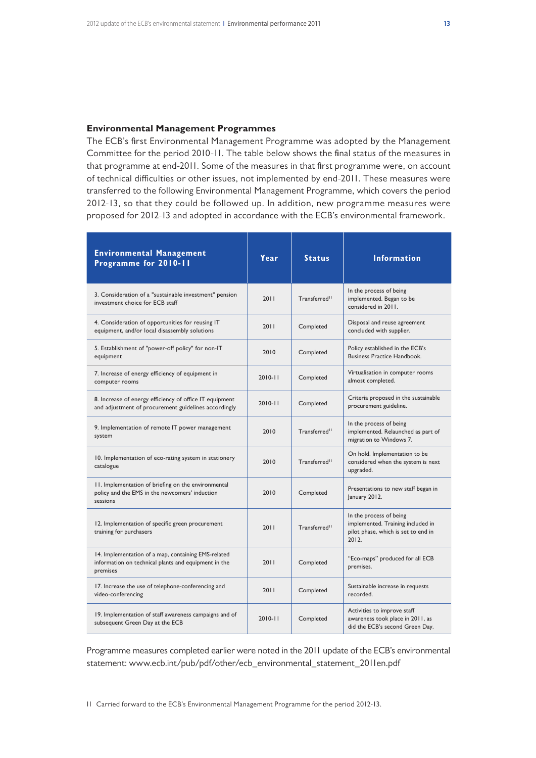## Environmental Management Programmes

The ECB's first Environmental Management Programme was adopted by the Management Committee for the period 2010-11. The table below shows the final status of the measures in that programme at end-2011. Some of the measures in that first programme were, on account of technical difficulties or other issues, not implemented by end-2011. These measures were transferred to the following Environmental Management Programme, which covers the period 2012-13, so that they could be followed up. In addition, new programme measures were proposed for 2012-13 and adopted in accordance with the ECB's environmental framework.

| Environmental Management Programme for 2010-11 | Year | Status | Information |
|---|---|---|---|
| 3. Consideration of a "sustainable investment" pension investment choice for ECB staff | 2011 | Transferred[11] | In the process of being implemented. Began to be considered in 2011. |
| 4. Consideration of opportunities for reusing IT equipment, and/or local disassembly solutions | 2011 | Completed | Disposal and reuse agreement concluded with supplier. |
| 5. Establishment of "power-off policy" for non-IT equipment | 2010 | Completed | Policy established in the ECB's Business Practice Handbook. |
| 7. Increase of energy efficiency of equipment in computer rooms | 2010-11 | Completed | Virtualisation in computer rooms almost completed. |
| 8. Increase of energy efficiency of office IT equipment and adjustment of procurement guidelines accordingly | 2010-11 | Completed | Criteria proposed in the sustainable procurement guideline. |
| 9. Implementation of remote IT power management system | 2010 | Transferred[11] | In the process of being implemented. Relaunched as part of migration to Windows 7. |
| 10. Implementation of eco-rating system in stationery catalogue | 2010 | Transferred[11] | On hold. Implementation to be considered when the system is next upgraded. |
| 11. Implementation of briefing on the environmental policy and the EMS in the newcomers' induction sessions | 2010 | Completed | Presentations to new staff began in January 2012. |
| 12. Implementation of specific green procurement training for purchasers | 2011 | Transferred[11] | In the process of being implemented. Training included in pilot phase, which is set to end in 2012. |
| 14. Implementation of a map, containing EMS-related information on technical plants and equipment in the premises | 2011 | Completed | "Eco-maps" produced for all ECB premises. |
| 17. Increase the use of telephone-conferencing and video-conferencing | 2011 | Completed | Sustainable increase in requests recorded. |
| 19. Implementation of staff awareness campaigns and of subsequent Green Day at the ECB | 2010-11 | Completed | Activities to improve staff awareness took place in 2011, as did the ECB's second Green Day. |

Programme measures completed earlier were noted in the 2011 update of the ECB's environmental statement: www.ecb.int/pub/pdf/other/ecb_environmental_statement_2011en.pdf

11 Carried forward to the ECB's Environmental Management Programme for the period 2012-13.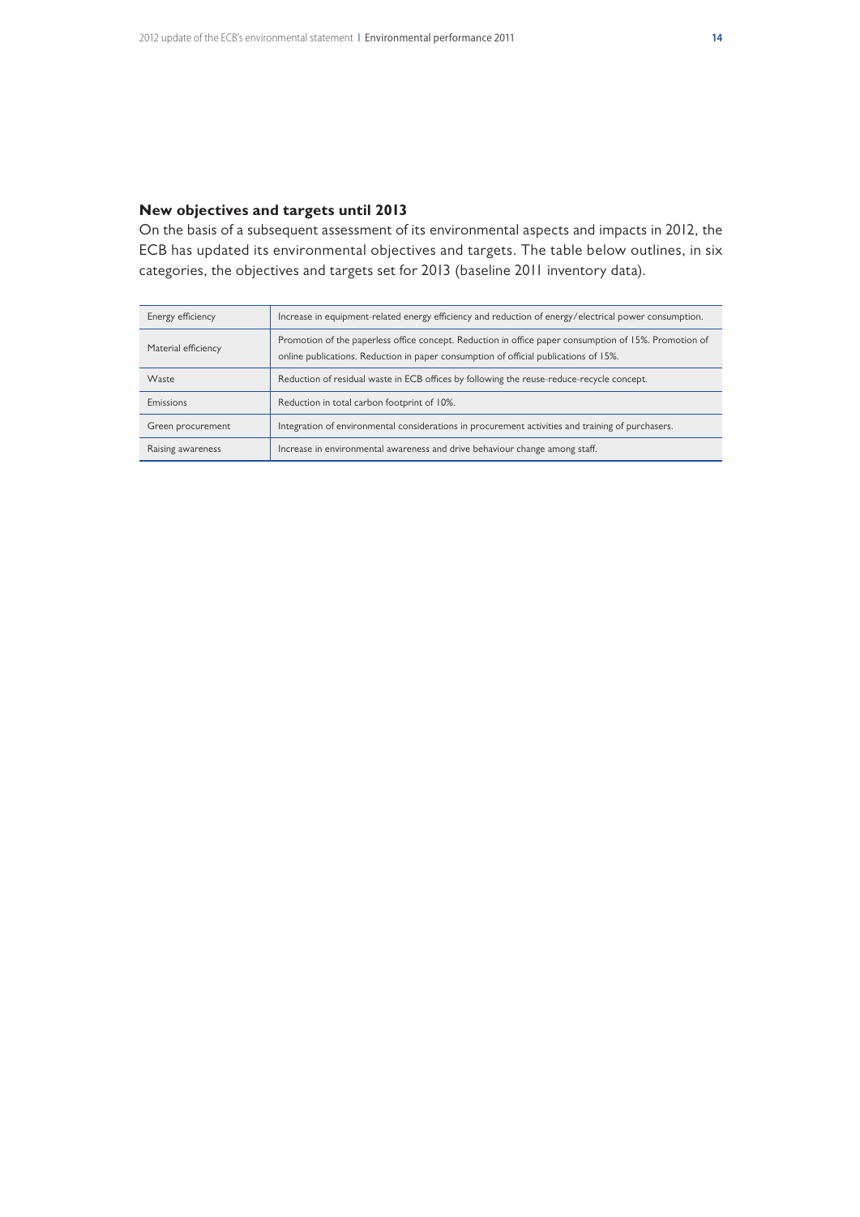## New objectives and targets until 2013

On the basis of a subsequent assessment of its environmental aspects and impacts in 2012, the ECB has updated its environmental objectives and targets. The table below outlines, in six categories, the objectives and targets set for 2013 (baseline 2011 inventory data).

| | |
|---|---|
| Energy efficiency | Increase in equipment-related energy efficiency and reduction of energy/electrical power consumption. |
| Material efficiency | Promotion of the paperless office concept. Reduction in office paper consumption of 15%. Promotion of online publications. Reduction in paper consumption of official publications of 15%. |
| Waste | Reduction of residual waste in ECB offices by following the reuse-reduce-recycle concept. |
| Emissions | Reduction in total carbon footprint of 10%. |
| Green procurement | Integration of environmental considerations in procurement activities and training of purchasers. |
| Raising awareness | Increase in environmental awareness and drive behaviour change among staff. |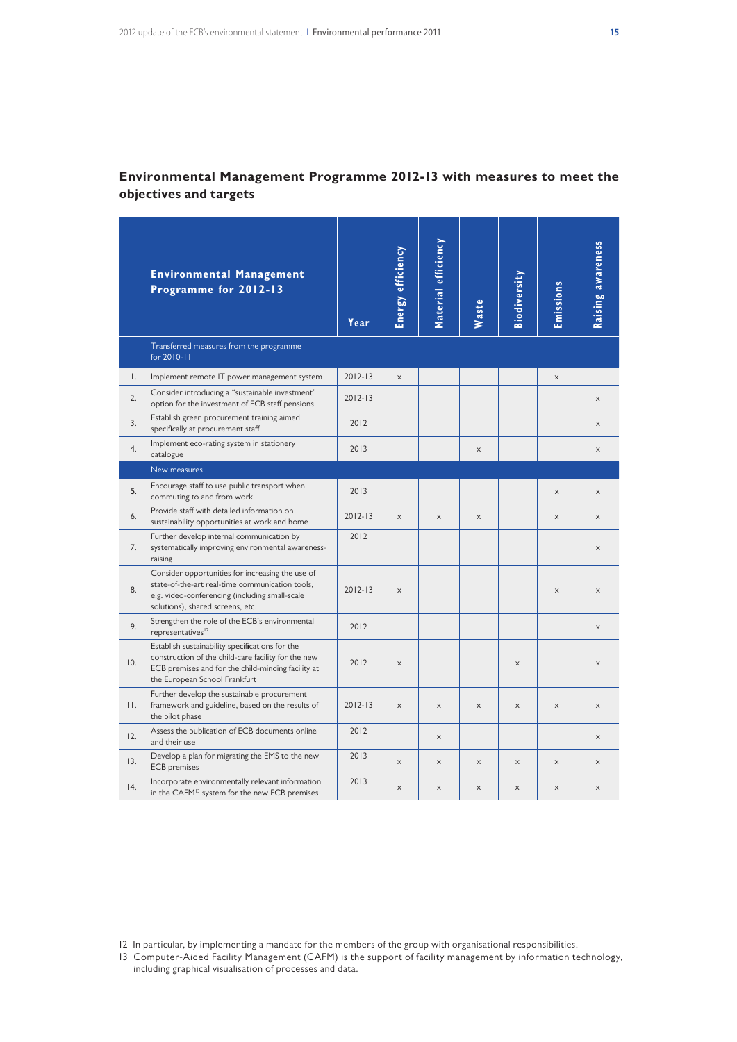## Environmental Management Programme 2012-13 with measures to meet the objectives and targets

| | Environmental Management Programme for 2012-13 | Year | Energy efficiency | Material efficiency | Waste | Biodiversity | Emissions | Raising awareness |
|---|---|---|---|---|---|---|---|---|
| | Transferred measures from the programme for 2010-11 | | | | | | | |
| 1. | Implement remote IT power management system | 2012-13 | x | | | | x | |
| 2. | Consider introducing a "sustainable investment" option for the investment of ECB staff pensions | 2012-13 | | | | | | x |
| 3. | Establish green procurement training aimed specifically at procurement staff | 2012 | | | | | | x |
| 4. | Implement eco-rating system in stationery catalogue | 2013 | | | x | | | x |
| | New measures | | | | | | | |
| 5. | Encourage staff to use public transport when commuting to and from work | 2013 | | | | | x | x |
| 6. | Provide staff with detailed information on sustainability opportunities at work and home | 2012-13 | x | x | x | | x | x |
| 7. | Further develop internal communication by systematically improving environmental awareness-raising | 2012 | | | | | | x |
| 8. | Consider opportunities for increasing the use of state-of-the-art real-time communication tools, e.g. video-conferencing (including small-scale solutions), shared screens, etc. | 2012-13 | x | | | | x | x |
| 9. | Strengthen the role of the ECB's environmental representatives[12] | 2012 | | | | | | x |
| 10. | Establish sustainability specifications for the construction of the child-care facility for the new ECB premises and for the child-minding facility at the European School Frankfurt | 2012 | x | | | x | | x |
| 11. | Further develop the sustainable procurement framework and guideline, based on the results of the pilot phase | 2012-13 | x | x | x | x | x | x |
| 12. | Assess the publication of ECB documents online and their use | 2012 | | x | | | | x |
| 13. | Develop a plan for migrating the EMS to the new ECB premises | 2013 | x | x | x | x | x | x |
| 14. | Incorporate environmentally relevant information in the CAFM[13] system for the new ECB premises | 2013 | x | x | x | x | x | x |

12 In particular, by implementing a mandate for the members of the group with organisational responsibilities.

13 Computer-Aided Facility Management (CAFM) is the support of facility management by information technology, including graphical visualisation of processes and data.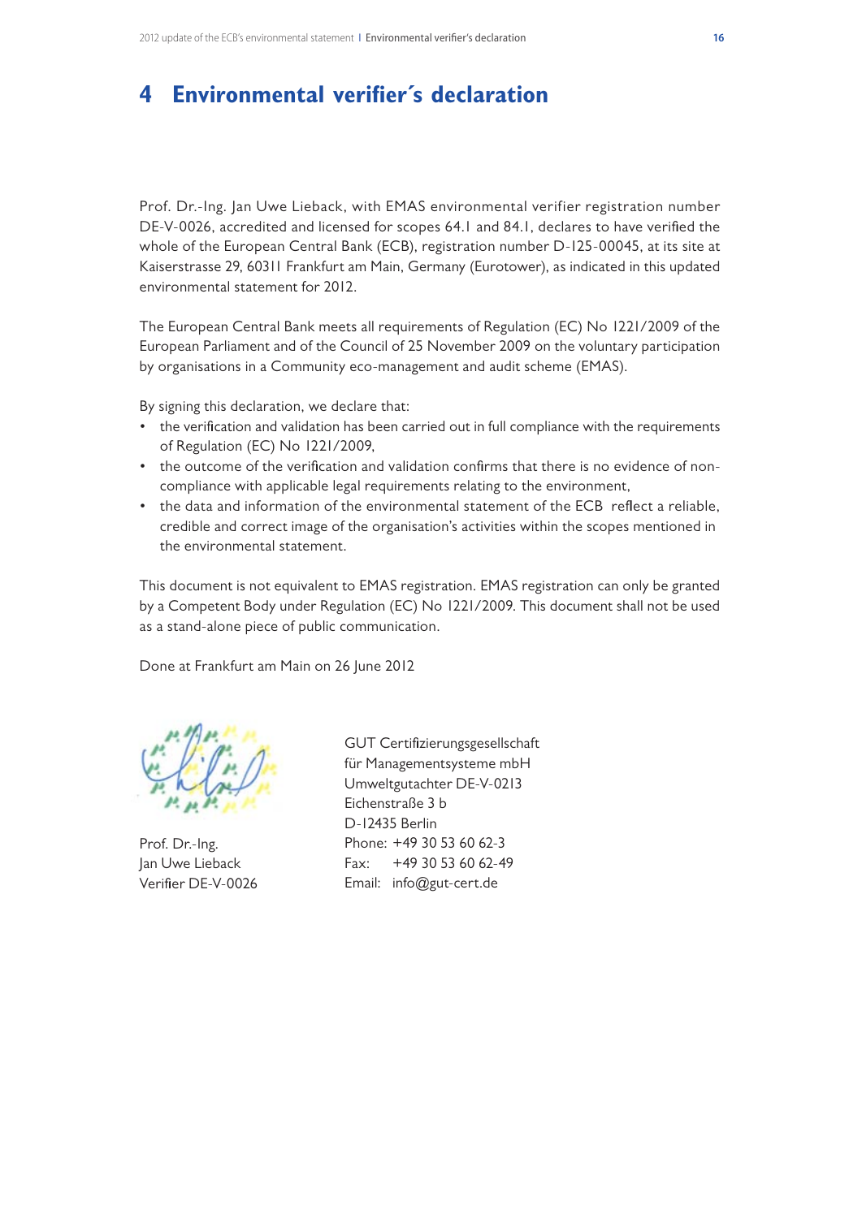# 4 Environmental verifier´s declaration

Prof. Dr.-Ing. Jan Uwe Lieback, with EMAS environmental verifier registration number DE-V-0026, accredited and licensed for scopes 64.1 and 84.1, declares to have verified the whole of the European Central Bank (ECB), registration number D-125-00045, at its site at Kaiserstrasse 29, 60311 Frankfurt am Main, Germany (Eurotower), as indicated in this updated environmental statement for 2012.

The European Central Bank meets all requirements of Regulation (EC) No 1221/2009 of the European Parliament and of the Council of 25 November 2009 on the voluntary participation by organisations in a Community eco-management and audit scheme (EMAS).

By signing this declaration, we declare that:

- the verification and validation has been carried out in full compliance with the requirements of Regulation (EC) No 1221/2009,
- the outcome of the verification and validation confirms that there is no evidence of non-compliance with applicable legal requirements relating to the environment,
- the data and information of the environmental statement of the ECB reflect a reliable, credible and correct image of the organisation's activities within the scopes mentioned in the environmental statement.

This document is not equivalent to EMAS registration. EMAS registration can only be granted by a Competent Body under Regulation (EC) No 1221/2009. This document shall not be used as a stand-alone piece of public communication.

Done at Frankfurt am Main on 26 June 2012

Prof. Dr.-Ing.
Jan Uwe Lieback
Verifier DE-V-0026

GUT Certifizierungsgesellschaft
für Managementsysteme mbH
Umweltgutachter DE-V-0213
Eichenstraße 3 b
D-12435 Berlin
Phone: +49 30 53 60 62-3
Fax: +49 30 53 60 62-49
Email: info@gut-cert.de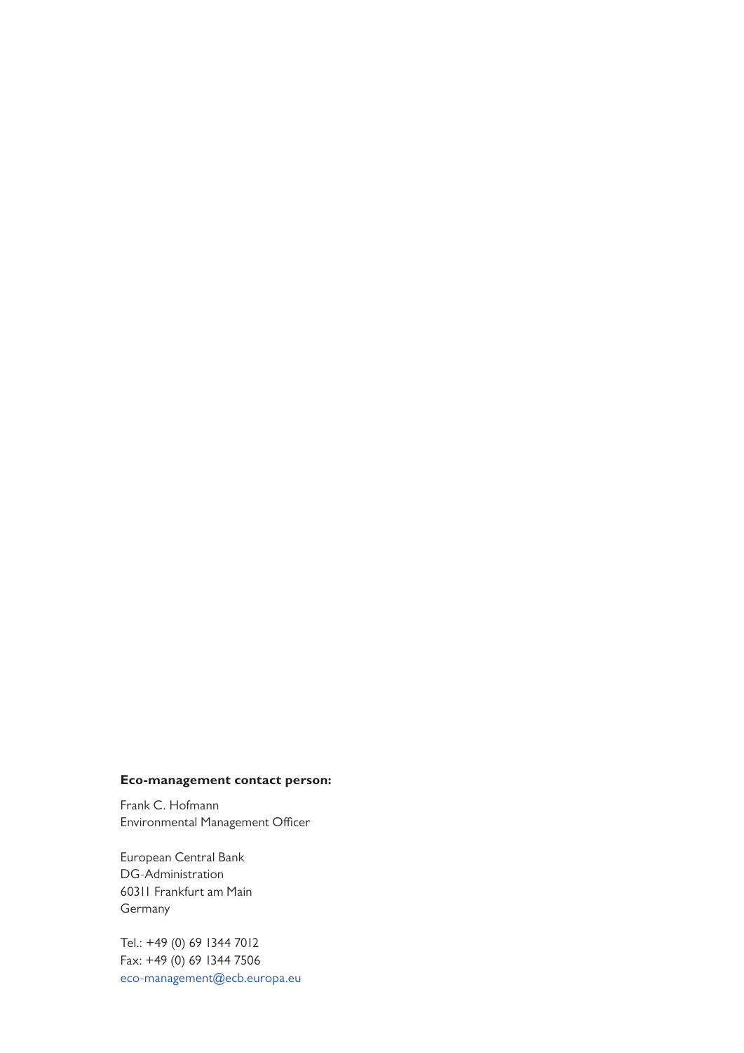**Eco-management contact person:**

Frank C. Hofmann
Environmental Management Officer

European Central Bank
DG-Administration
60311 Frankfurt am Main
Germany

Tel.: +49 (0) 69 1344 7012
Fax: +49 (0) 69 1344 7506
eco-management@ecb.europa.eu